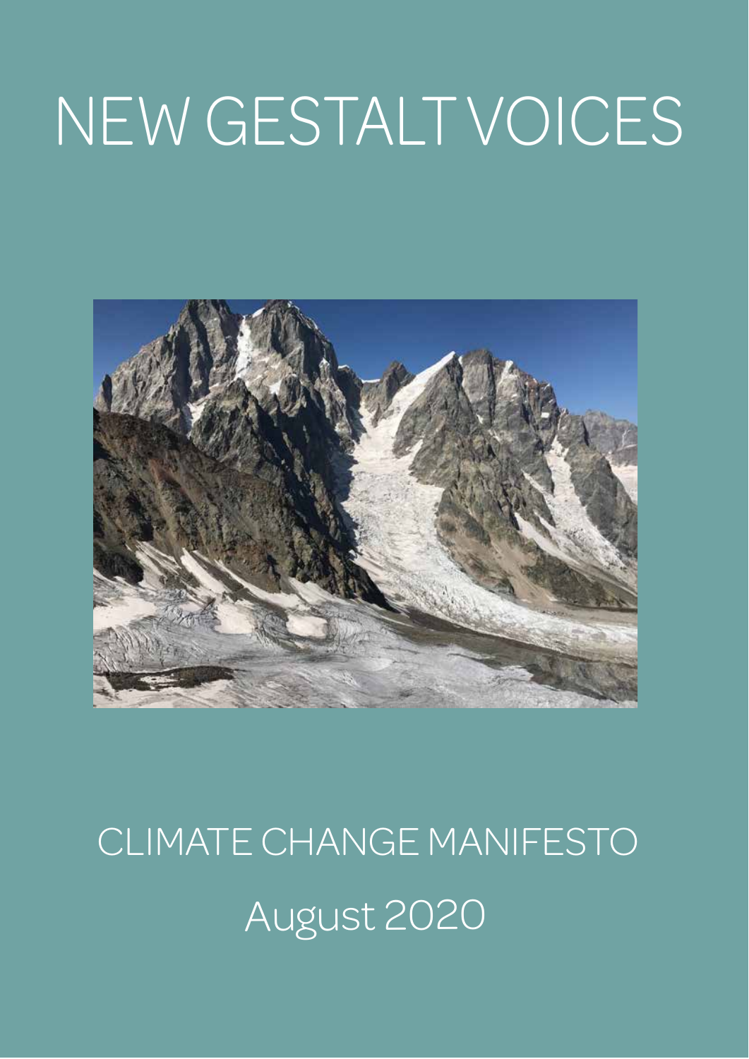# NEW GESTALT VOICES

## CLIMATE CHANGE MANIFESTO

August 2020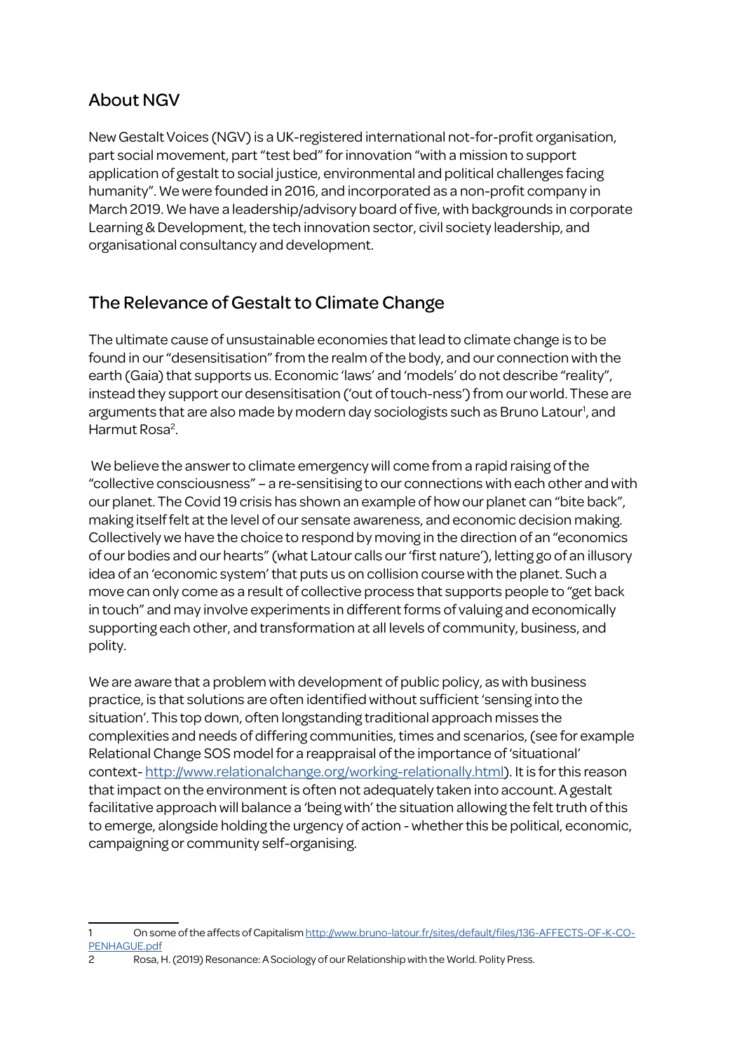## About NGV

New Gestalt Voices (NGV) is a UK-registered international not-for-profit organisation, part social movement, part "test bed" for innovation "with a mission to support application of gestalt to social justice, environmental and political challenges facing humanity". We were founded in 2016, and incorporated as a non-profit company in March 2019. We have a leadership/advisory board of five, with backgrounds in corporate Learning & Development, the tech innovation sector, civil society leadership, and organisational consultancy and development.

## The Relevance of Gestalt to Climate Change

The ultimate cause of unsustainable economies that lead to climate change is to be found in our "desensitisation" from the realm of the body, and our connection with the earth (Gaia) that supports us. Economic 'laws' and 'models' do not describe "reality", instead they support our desensitisation ('out of touch-ness') from our world. These are arguments that are also made by modern day sociologists such as Bruno Latour[1], and Harmut Rosa[2].

We believe the answer to climate emergency will come from a rapid raising of the "collective consciousness" – a re-sensitising to our connections with each other and with our planet. The Covid 19 crisis has shown an example of how our planet can "bite back", making itself felt at the level of our sensate awareness, and economic decision making. Collectively we have the choice to respond by moving in the direction of an "economics of our bodies and our hearts" (what Latour calls our 'first nature'), letting go of an illusory idea of an 'economic system' that puts us on collision course with the planet. Such a move can only come as a result of collective process that supports people to "get back in touch" and may involve experiments in different forms of valuing and economically supporting each other, and transformation at all levels of community, business, and polity.

We are aware that a problem with development of public policy, as with business practice, is that solutions are often identified without sufficient 'sensing into the situation'. This top down, often longstanding traditional approach misses the complexities and needs of differing communities, times and scenarios, (see for example Relational Change SOS model for a reappraisal of the importance of 'situational' context- [http://www.relationalchange.org/working-relationally.html](http://www.relationalchange.org/working-relationally.html)). It is for this reason that impact on the environment is often not adequately taken into account. A gestalt facilitative approach will balance a 'being with' the situation allowing the felt truth of this to emerge, alongside holding the urgency of action - whether this be political, economic, campaigning or community self-organising.

---

1 On some of the affects of Capitalism [http://www.bruno-latour.fr/sites/default/files/136-AFFECTS-OF-K-COPENHAGUE.pdf](http://www.bruno-latour.fr/sites/default/files/136-AFFECTS-OF-K-COPENHAGUE.pdf)

2 Rosa, H. (2019) Resonance: A Sociology of our Relationship with the World. Polity Press.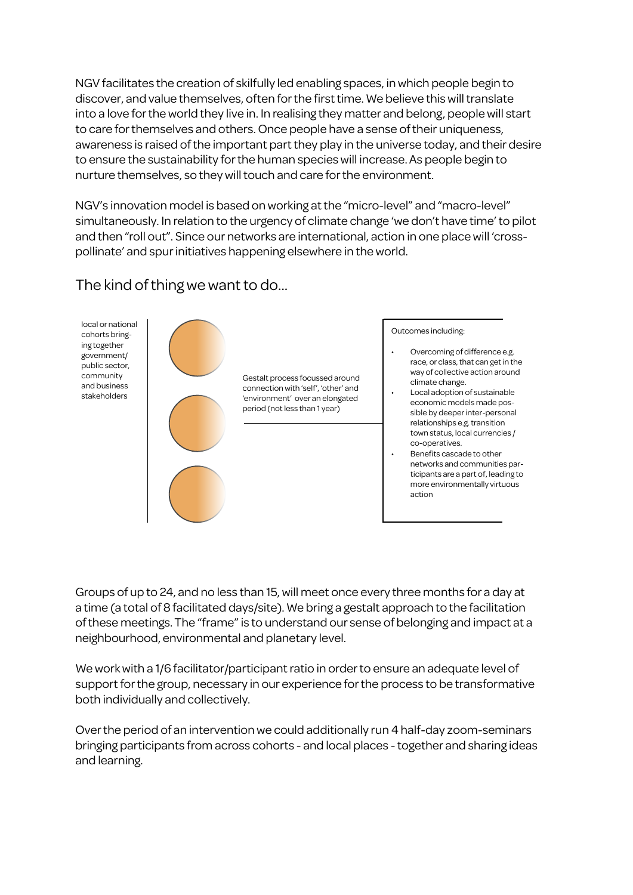NGV facilitates the creation of skilfully led enabling spaces, in which people begin to discover, and value themselves, often for the first time. We believe this will translate into a love for the world they live in. In realising they matter and belong, people will start to care for themselves and others. Once people have a sense of their uniqueness, awareness is raised of the important part they play in the universe today, and their desire to ensure the sustainability for the human species will increase. As people begin to nurture themselves, so they will touch and care for the environment.

NGV's innovation model is based on working at the "micro-level" and "macro-level" simultaneously. In relation to the urgency of climate change 'we don't have time' to pilot and then "roll out". Since our networks are international, action in one place will 'cross-pollinate' and spur initiatives happening elsewhere in the world.

## The kind of thing we want to do...

local or national cohorts bringing together government/ public sector, community and business stakeholders

Gestalt process focussed around connection with 'self', 'other' and 'environment' over an elongated period (not less than 1 year)

Outcomes including:

- Overcoming of difference e.g. race, or class, that can get in the way of collective action around climate change.
- Local adoption of sustainable economic models made possible by deeper inter-personal relationships e.g. transition town status, local currencies / co-operatives.
- Benefits cascade to other networks and communities participants are a part of, leading to more environmentally virtuous action

Groups of up to 24, and no less than 15, will meet once every three months for a day at a time (a total of 8 facilitated days/site). We bring a gestalt approach to the facilitation of these meetings. The "frame" is to understand our sense of belonging and impact at a neighbourhood, environmental and planetary level.

We work with a 1/6 facilitator/participant ratio in order to ensure an adequate level of support for the group, necessary in our experience for the process to be transformative both individually and collectively.

Over the period of an intervention we could additionally run 4 half-day zoom-seminars bringing participants from across cohorts - and local places - together and sharing ideas and learning.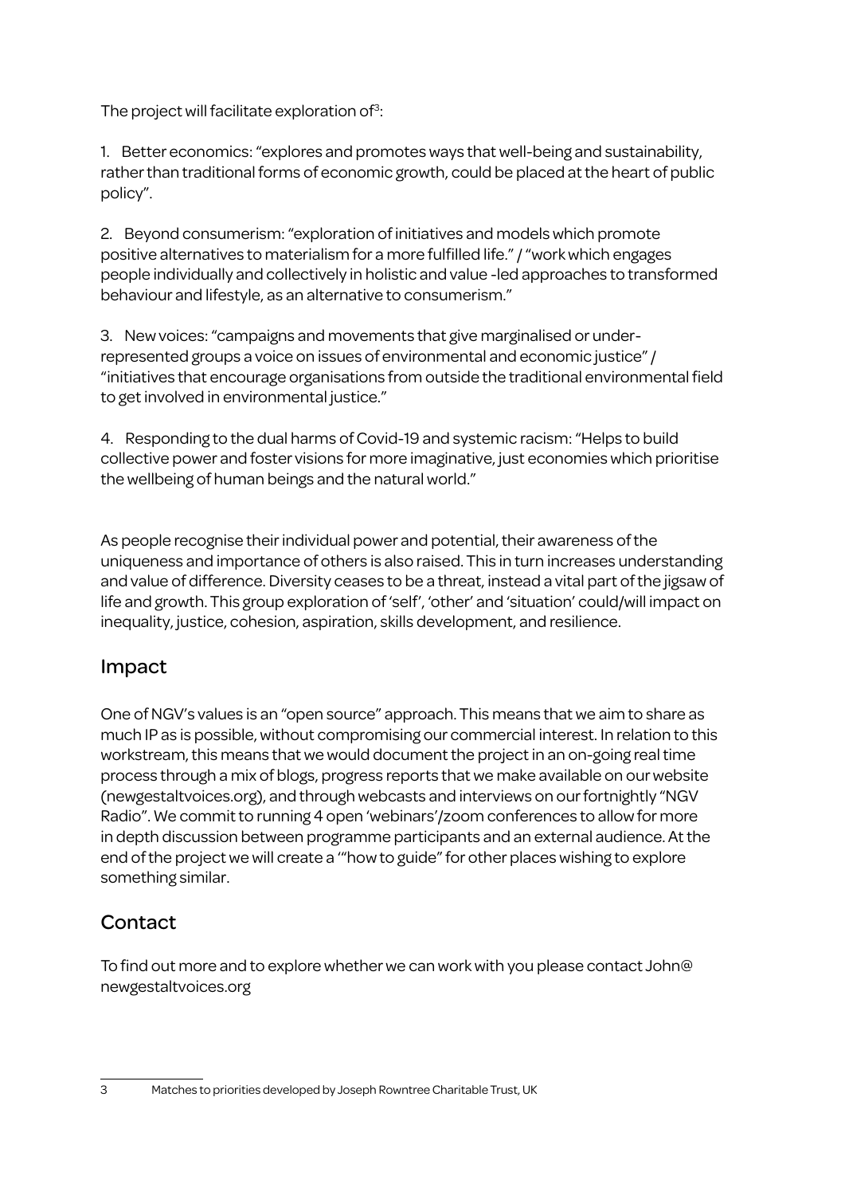The project will facilitate exploration of[3]:

1. Better economics: "explores and promotes ways that well-being and sustainability, rather than traditional forms of economic growth, could be placed at the heart of public policy".

2. Beyond consumerism: "exploration of initiatives and models which promote positive alternatives to materialism for a more fulfilled life." / "work which engages people individually and collectively in holistic and value -led approaches to transformed behaviour and lifestyle, as an alternative to consumerism."

3. New voices: "campaigns and movements that give marginalised or under-represented groups a voice on issues of environmental and economic justice" / "initiatives that encourage organisations from outside the traditional environmental field to get involved in environmental justice."

4. Responding to the dual harms of Covid-19 and systemic racism: "Helps to build collective power and foster visions for more imaginative, just economies which prioritise the wellbeing of human beings and the natural world."

As people recognise their individual power and potential, their awareness of the uniqueness and importance of others is also raised. This in turn increases understanding and value of difference. Diversity ceases to be a threat, instead a vital part of the jigsaw of life and growth. This group exploration of 'self', 'other' and 'situation' could/will impact on inequality, justice, cohesion, aspiration, skills development, and resilience.

## Impact

One of NGV's values is an "open source" approach. This means that we aim to share as much IP as is possible, without compromising our commercial interest. In relation to this workstream, this means that we would document the project in an on-going real time process through a mix of blogs, progress reports that we make available on our website (newgestaltvoices.org), and through webcasts and interviews on our fortnightly "NGV Radio". We commit to running 4 open 'webinars'/zoom conferences to allow for more in depth discussion between programme participants and an external audience. At the end of the project we will create a '"how to guide" for other places wishing to explore something similar.

## Contact

To find out more and to explore whether we can work with you please contact John@newgestaltvoices.org

---

[3] Matches to priorities developed by Joseph Rowntree Charitable Trust, UK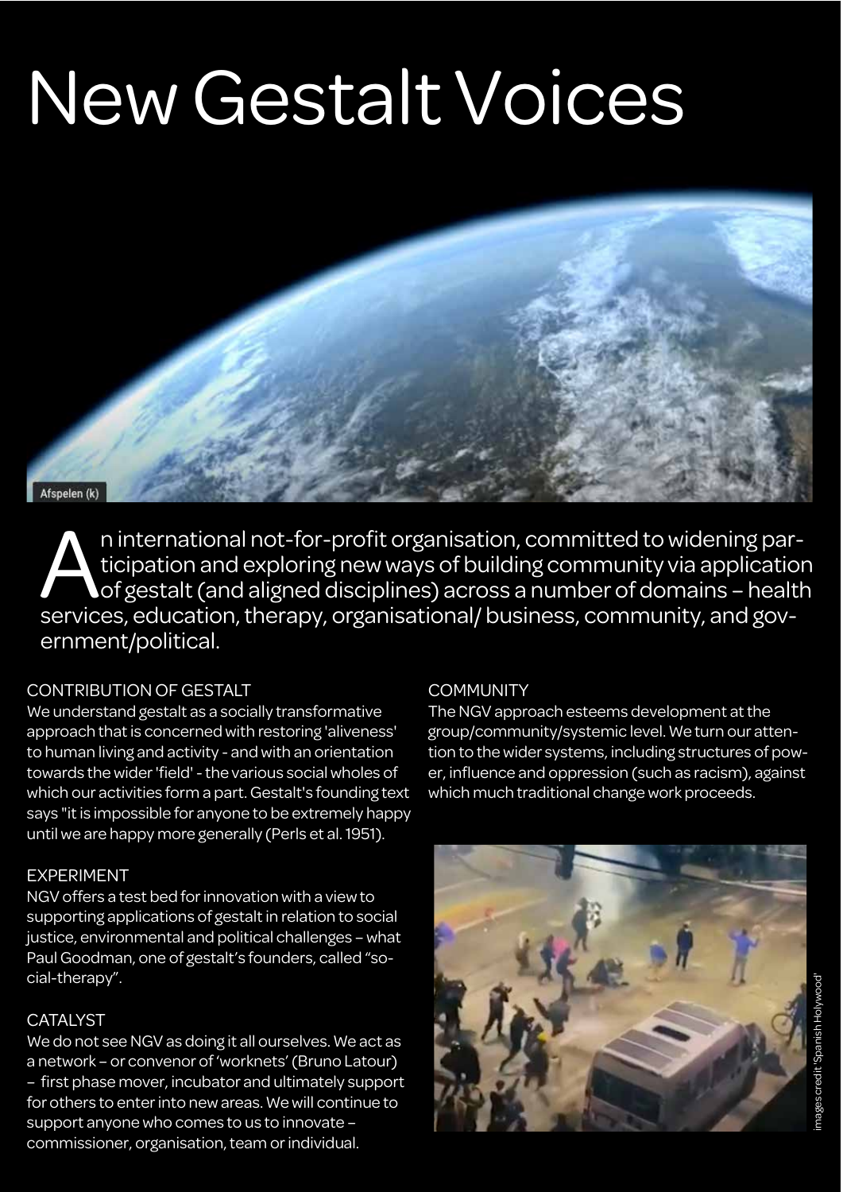# New Gestalt Voices

Afspelen (k)

An international not-for-profit organisation, committed to widening participation and exploring new ways of building community via application of gestalt (and aligned disciplines) across a number of domains – health services, education, therapy, organisational/ business, community, and government/political.

## CONTRIBUTION OF GESTALT

We understand gestalt as a socially transformative approach that is concerned with restoring 'aliveness' to human living and activity - and with an orientation towards the wider 'field' - the various social wholes of which our activities form a part. Gestalt's founding text says "it is impossible for anyone to be extremely happy until we are happy more generally (Perls et al. 1951).

## EXPERIMENT

NGV offers a test bed for innovation with a view to supporting applications of gestalt in relation to social justice, environmental and political challenges – what Paul Goodman, one of gestalt's founders, called "social-therapy".

## CATALYST

We do not see NGV as doing it all ourselves. We act as a network – or convenor of 'worknets' (Bruno Latour) – first phase mover, incubator and ultimately support for others to enter into new areas. We will continue to support anyone who comes to us to innovate – commissioner, organisation, team or individual.

## COMMUNITY

The NGV approach esteems development at the group/community/systemic level. We turn our attention to the wider systems, including structures of power, influence and oppression (such as racism), against which much traditional change work proceeds.

images credit 'Spanish Holywood'